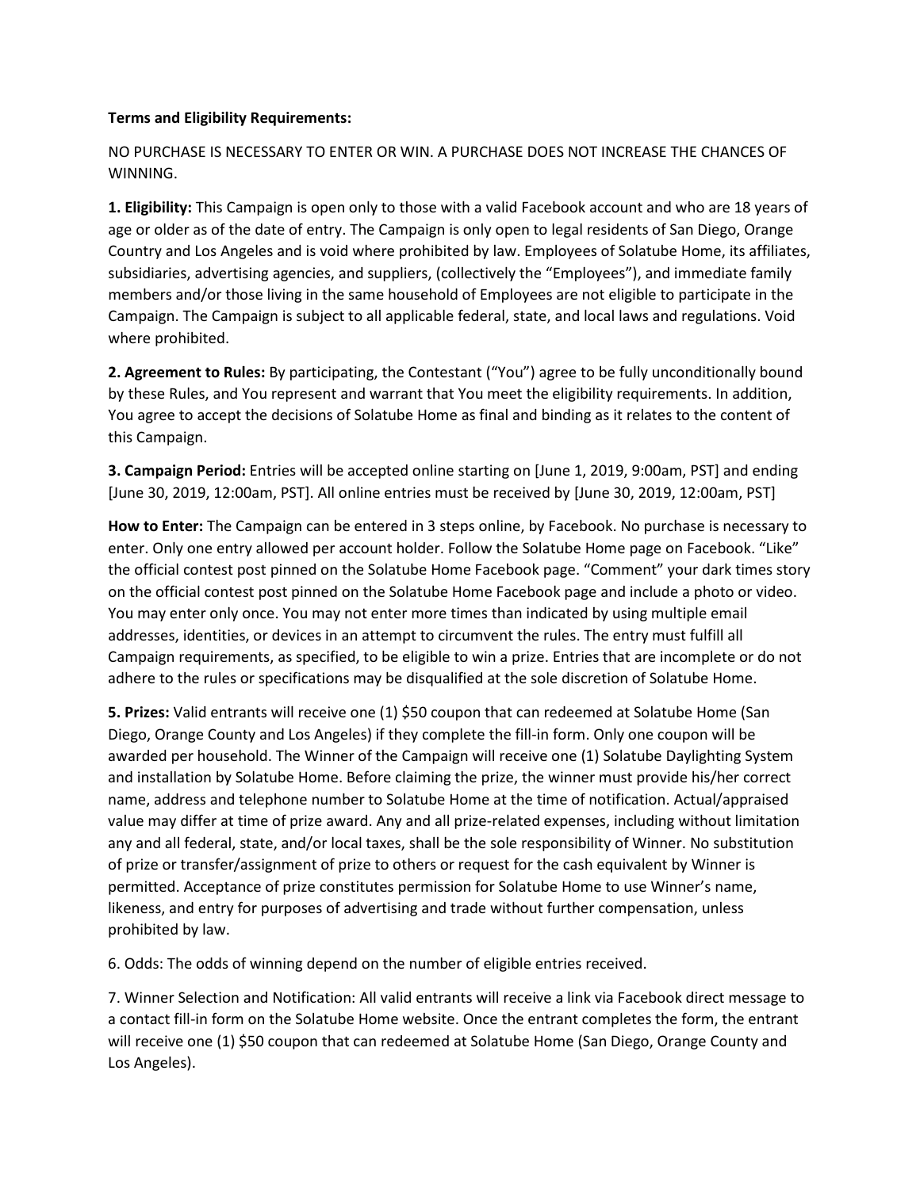**Terms and Eligibility Requirements:**

NO PURCHASE IS NECESSARY TO ENTER OR WIN. A PURCHASE DOES NOT INCREASE THE CHANCES OF WINNING.

**1. Eligibility:** This Campaign is open only to those with a valid Facebook account and who are 18 years of age or older as of the date of entry. The Campaign is only open to legal residents of San Diego, Orange Country and Los Angeles and is void where prohibited by law. Employees of Solatube Home, its affiliates, subsidiaries, advertising agencies, and suppliers, (collectively the "Employees"), and immediate family members and/or those living in the same household of Employees are not eligible to participate in the Campaign. The Campaign is subject to all applicable federal, state, and local laws and regulations. Void where prohibited.

**2. Agreement to Rules:** By participating, the Contestant ("You") agree to be fully unconditionally bound by these Rules, and You represent and warrant that You meet the eligibility requirements. In addition, You agree to accept the decisions of Solatube Home as final and binding as it relates to the content of this Campaign.

**3. Campaign Period:** Entries will be accepted online starting on [June 1, 2019, 9:00am, PST] and ending [June 30, 2019, 12:00am, PST]. All online entries must be received by [June 30, 2019, 12:00am, PST]

**How to Enter:** The Campaign can be entered in 3 steps online, by Facebook. No purchase is necessary to enter. Only one entry allowed per account holder. Follow the Solatube Home page on Facebook. "Like" the official contest post pinned on the Solatube Home Facebook page. "Comment" your dark times story on the official contest post pinned on the Solatube Home Facebook page and include a photo or video. You may enter only once. You may not enter more times than indicated by using multiple email addresses, identities, or devices in an attempt to circumvent the rules. The entry must fulfill all Campaign requirements, as specified, to be eligible to win a prize. Entries that are incomplete or do not adhere to the rules or specifications may be disqualified at the sole discretion of Solatube Home.

**5. Prizes:** Valid entrants will receive one (1) $50 coupon that can redeemed at Solatube Home (San Diego, Orange County and Los Angeles) if they complete the fill-in form. Only one coupon will be awarded per household. The Winner of the Campaign will receive one (1) Solatube Daylighting System and installation by Solatube Home. Before claiming the prize, the winner must provide his/her correct name, address and telephone number to Solatube Home at the time of notification. Actual/appraised value may differ at time of prize award. Any and all prize-related expenses, including without limitation any and all federal, state, and/or local taxes, shall be the sole responsibility of Winner. No substitution of prize or transfer/assignment of prize to others or request for the cash equivalent by Winner is permitted. Acceptance of prize constitutes permission for Solatube Home to use Winner's name, likeness, and entry for purposes of advertising and trade without further compensation, unless prohibited by law.

6. Odds: The odds of winning depend on the number of eligible entries received.

7. Winner Selection and Notification: All valid entrants will receive a link via Facebook direct message to a contact fill-in form on the Solatube Home website. Once the entrant completes the form, the entrant will receive one (1) $50 coupon that can redeemed at Solatube Home (San Diego, Orange County and Los Angeles).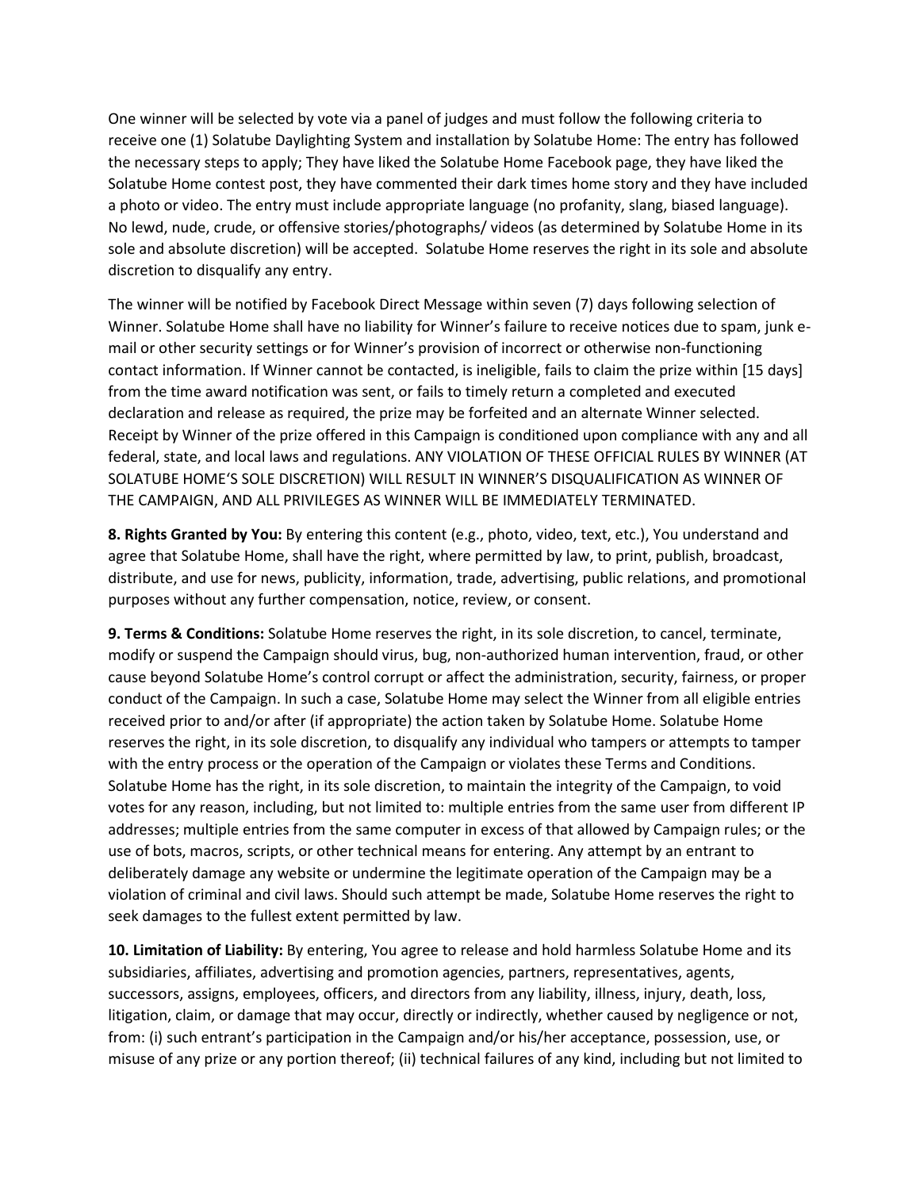One winner will be selected by vote via a panel of judges and must follow the following criteria to receive one (1) Solatube Daylighting System and installation by Solatube Home: The entry has followed the necessary steps to apply; They have liked the Solatube Home Facebook page, they have liked the Solatube Home contest post, they have commented their dark times home story and they have included a photo or video. The entry must include appropriate language (no profanity, slang, biased language). No lewd, nude, crude, or offensive stories/photographs/ videos (as determined by Solatube Home in its sole and absolute discretion) will be accepted. Solatube Home reserves the right in its sole and absolute discretion to disqualify any entry.

The winner will be notified by Facebook Direct Message within seven (7) days following selection of Winner. Solatube Home shall have no liability for Winner's failure to receive notices due to spam, junk e-mail or other security settings or for Winner's provision of incorrect or otherwise non-functioning contact information. If Winner cannot be contacted, is ineligible, fails to claim the prize within [15 days] from the time award notification was sent, or fails to timely return a completed and executed declaration and release as required, the prize may be forfeited and an alternate Winner selected. Receipt by Winner of the prize offered in this Campaign is conditioned upon compliance with any and all federal, state, and local laws and regulations. ANY VIOLATION OF THESE OFFICIAL RULES BY WINNER (AT SOLATUBE HOME'S SOLE DISCRETION) WILL RESULT IN WINNER'S DISQUALIFICATION AS WINNER OF THE CAMPAIGN, AND ALL PRIVILEGES AS WINNER WILL BE IMMEDIATELY TERMINATED.

**8. Rights Granted by You:** By entering this content (e.g., photo, video, text, etc.), You understand and agree that Solatube Home, shall have the right, where permitted by law, to print, publish, broadcast, distribute, and use for news, publicity, information, trade, advertising, public relations, and promotional purposes without any further compensation, notice, review, or consent.

**9. Terms & Conditions:** Solatube Home reserves the right, in its sole discretion, to cancel, terminate, modify or suspend the Campaign should virus, bug, non-authorized human intervention, fraud, or other cause beyond Solatube Home's control corrupt or affect the administration, security, fairness, or proper conduct of the Campaign. In such a case, Solatube Home may select the Winner from all eligible entries received prior to and/or after (if appropriate) the action taken by Solatube Home. Solatube Home reserves the right, in its sole discretion, to disqualify any individual who tampers or attempts to tamper with the entry process or the operation of the Campaign or violates these Terms and Conditions. Solatube Home has the right, in its sole discretion, to maintain the integrity of the Campaign, to void votes for any reason, including, but not limited to: multiple entries from the same user from different IP addresses; multiple entries from the same computer in excess of that allowed by Campaign rules; or the use of bots, macros, scripts, or other technical means for entering. Any attempt by an entrant to deliberately damage any website or undermine the legitimate operation of the Campaign may be a violation of criminal and civil laws. Should such attempt be made, Solatube Home reserves the right to seek damages to the fullest extent permitted by law.

**10. Limitation of Liability:** By entering, You agree to release and hold harmless Solatube Home and its subsidiaries, affiliates, advertising and promotion agencies, partners, representatives, agents, successors, assigns, employees, officers, and directors from any liability, illness, injury, death, loss, litigation, claim, or damage that may occur, directly or indirectly, whether caused by negligence or not, from: (i) such entrant's participation in the Campaign and/or his/her acceptance, possession, use, or misuse of any prize or any portion thereof; (ii) technical failures of any kind, including but not limited to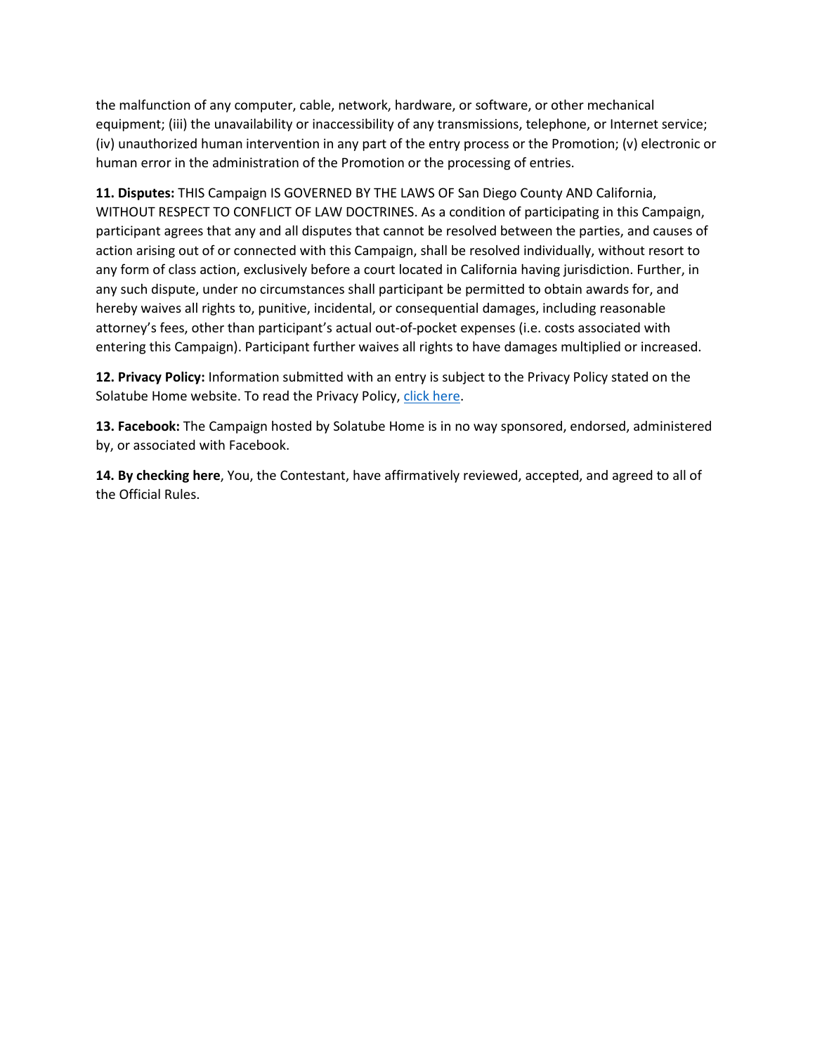the malfunction of any computer, cable, network, hardware, or software, or other mechanical equipment; (iii) the unavailability or inaccessibility of any transmissions, telephone, or Internet service; (iv) unauthorized human intervention in any part of the entry process or the Promotion; (v) electronic or human error in the administration of the Promotion or the processing of entries.

**11. Disputes:** THIS Campaign IS GOVERNED BY THE LAWS OF San Diego County AND California, WITHOUT RESPECT TO CONFLICT OF LAW DOCTRINES. As a condition of participating in this Campaign, participant agrees that any and all disputes that cannot be resolved between the parties, and causes of action arising out of or connected with this Campaign, shall be resolved individually, without resort to any form of class action, exclusively before a court located in California having jurisdiction. Further, in any such dispute, under no circumstances shall participant be permitted to obtain awards for, and hereby waives all rights to, punitive, incidental, or consequential damages, including reasonable attorney's fees, other than participant's actual out-of-pocket expenses (i.e. costs associated with entering this Campaign). Participant further waives all rights to have damages multiplied or increased.

**12. Privacy Policy:** Information submitted with an entry is subject to the Privacy Policy stated on the Solatube Home website. To read the Privacy Policy, click here.

**13. Facebook:** The Campaign hosted by Solatube Home is in no way sponsored, endorsed, administered by, or associated with Facebook.

**14. By checking here**, You, the Contestant, have affirmatively reviewed, accepted, and agreed to all of the Official Rules.